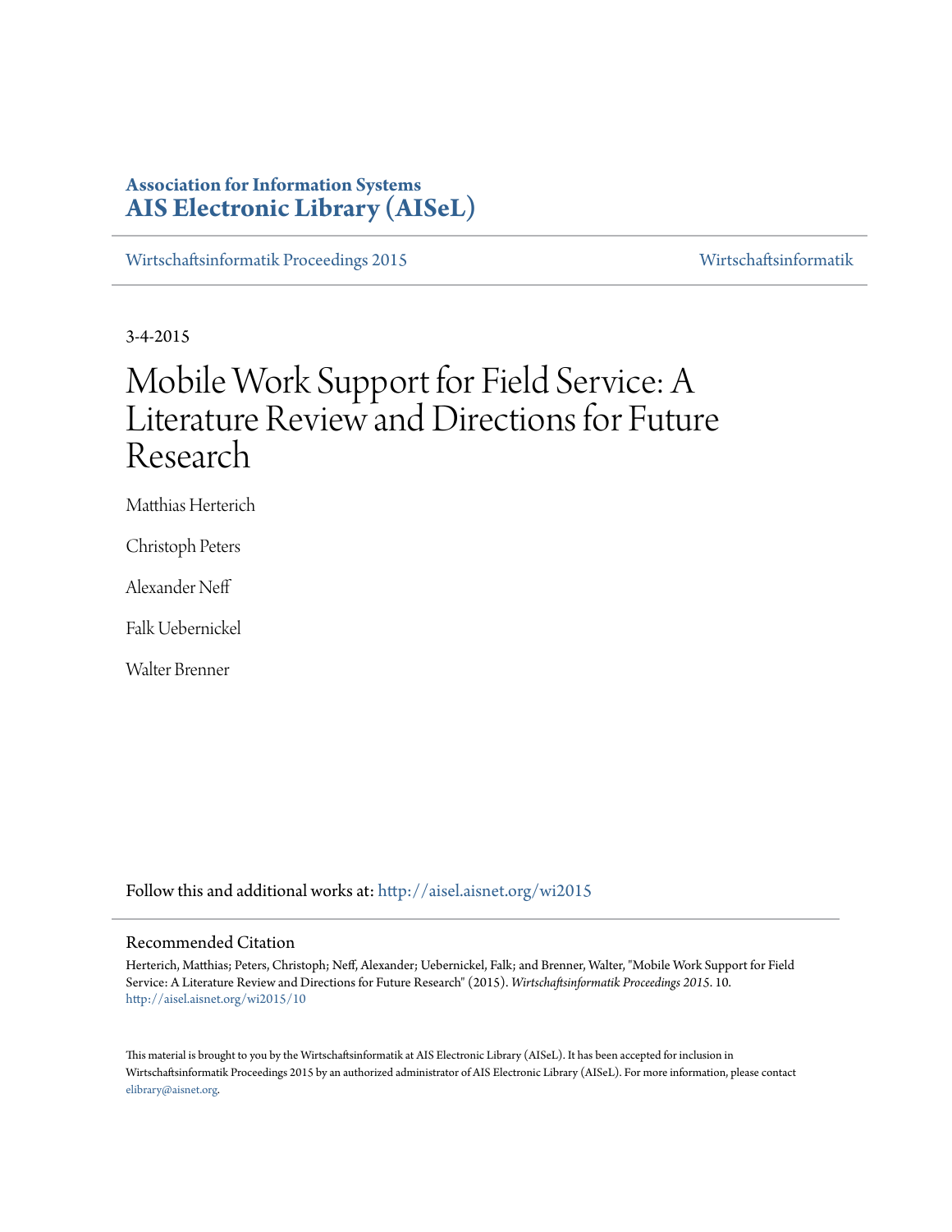**Association for Information Systems**
**AIS Electronic Library (AISeL)**

Wirtschaftsinformatik Proceedings 2015 | Wirtschaftsinformatik

3-4-2015

# Mobile Work Support for Field Service: A Literature Review and Directions for Future Research

Matthias Herterich

Christoph Peters

Alexander Neff

Falk Uebernickel

Walter Brenner

Follow this and additional works at: http://aisel.aisnet.org/wi2015

## Recommended Citation

Herterich, Matthias; Peters, Christoph; Neff, Alexander; Uebernickel, Falk; and Brenner, Walter, "Mobile Work Support for Field Service: A Literature Review and Directions for Future Research" (2015). *Wirtschaftsinformatik Proceedings 2015*. 10.
http://aisel.aisnet.org/wi2015/10

This material is brought to you by the Wirtschaftsinformatik at AIS Electronic Library (AISeL). It has been accepted for inclusion in Wirtschaftsinformatik Proceedings 2015 by an authorized administrator of AIS Electronic Library (AISeL). For more information, please contact elibrary@aisnet.org.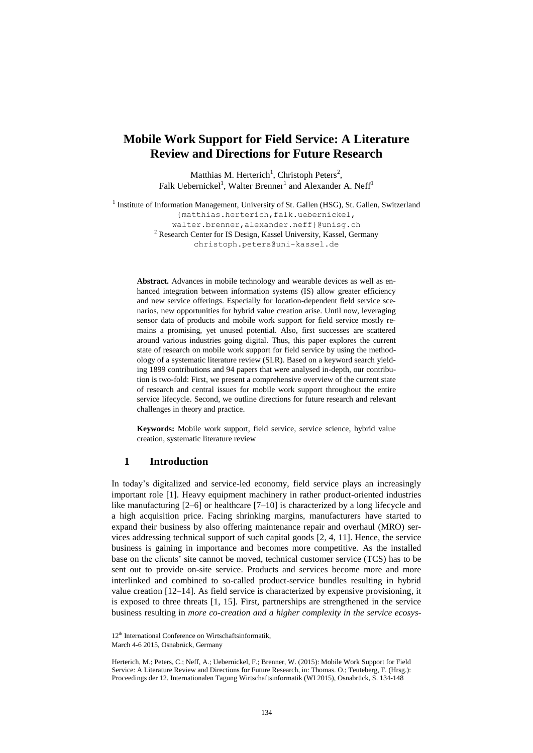# Mobile Work Support for Field Service: A Literature Review and Directions for Future Research

Matthias M. Herterich[1], Christoph Peters[2], Falk Uebernickel[1], Walter Brenner[1] and Alexander A. Neff[1]

[1] Institute of Information Management, University of St. Gallen (HSG), St. Gallen, Switzerland
{matthias.herterich,falk.uebernickel, walter.brenner,alexander.neff}@unisg.ch
[2] Research Center for IS Design, Kassel University, Kassel, Germany
christoph.peters@uni-kassel.de

**Abstract.** Advances in mobile technology and wearable devices as well as enhanced integration between information systems (IS) allow greater efficiency and new service offerings. Especially for location-dependent field service scenarios, new opportunities for hybrid value creation arise. Until now, leveraging sensor data of products and mobile work support for field service mostly remains a promising, yet unused potential. Also, first successes are scattered around various industries going digital. Thus, this paper explores the current state of research on mobile work support for field service by using the methodology of a systematic literature review (SLR). Based on a keyword search yielding 1899 contributions and 94 papers that were analysed in-depth, our contribution is two-fold: First, we present a comprehensive overview of the current state of research and central issues for mobile work support throughout the entire service lifecycle. Second, we outline directions for future research and relevant challenges in theory and practice.

**Keywords:** Mobile work support, field service, service science, hybrid value creation, systematic literature review

## 1 Introduction

In today's digitalized and service-led economy, field service plays an increasingly important role [1]. Heavy equipment machinery in rather product-oriented industries like manufacturing [2–6] or healthcare [7–10] is characterized by a long lifecycle and a high acquisition price. Facing shrinking margins, manufacturers have started to expand their business by also offering maintenance repair and overhaul (MRO) services addressing technical support of such capital goods [2, 4, 11]. Hence, the service business is gaining in importance and becomes more competitive. As the installed base on the clients' site cannot be moved, technical customer service (TCS) has to be sent out to provide on-site service. Products and services become more and more interlinked and combined to so-called product-service bundles resulting in hybrid value creation [12–14]. As field service is characterized by expensive provisioning, it is exposed to three threats [1, 15]. First, partnerships are strengthened in the service business resulting in *more co-creation and a higher complexity in the service ecosys-*

12th International Conference on Wirtschaftsinformatik,
March 4-6 2015, Osnabrück, Germany

Herterich, M.; Peters, C.; Neff, A.; Uebernickel, F.; Brenner, W. (2015): Mobile Work Support for Field Service: A Literature Review and Directions for Future Research, in: Thomas. O.; Teuteberg, F. (Hrsg.): Proceedings der 12. Internationalen Tagung Wirtschaftsinformatik (WI 2015), Osnabrück, S. 134-148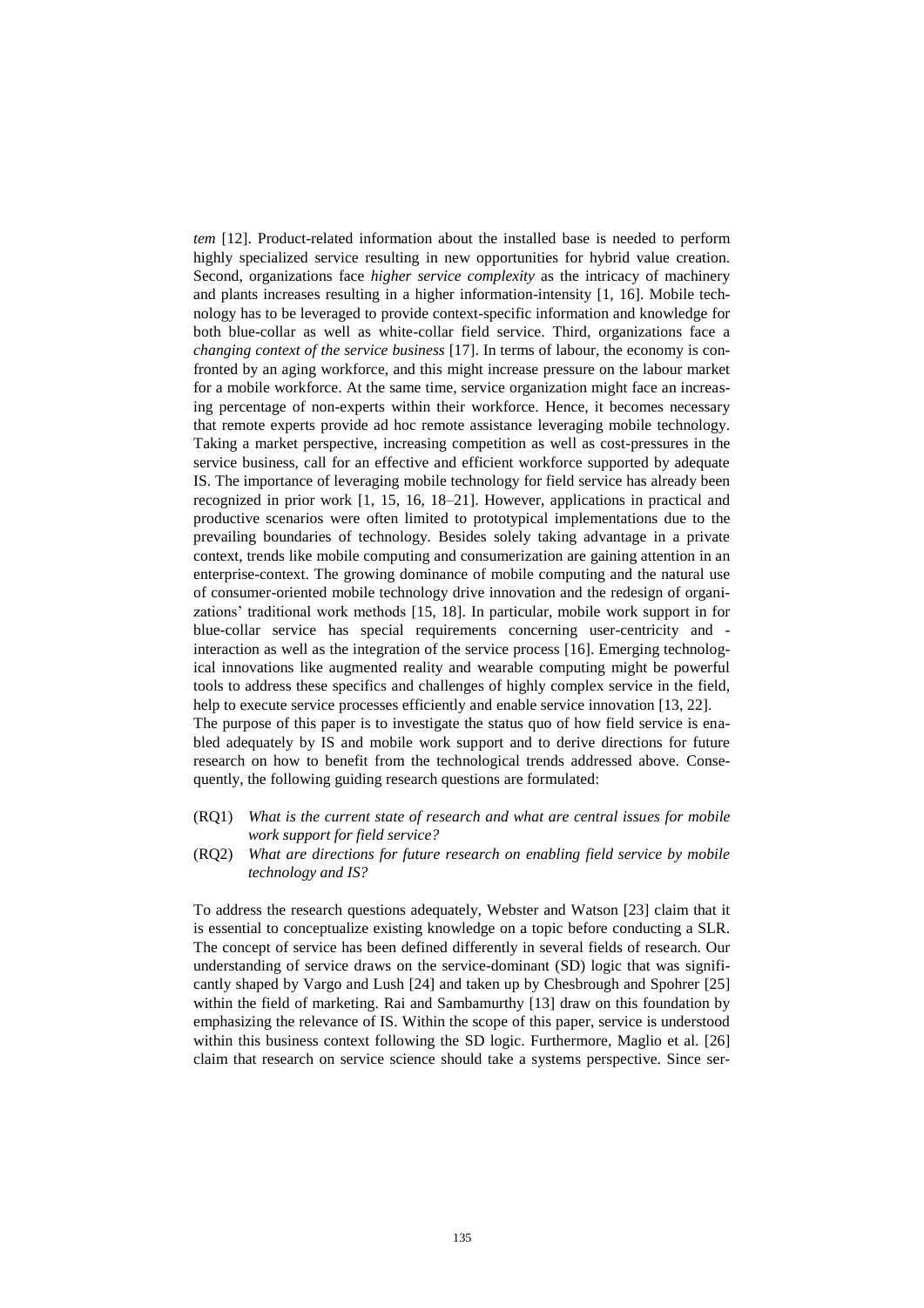*tem* [12]. Product-related information about the installed base is needed to perform highly specialized service resulting in new opportunities for hybrid value creation. Second, organizations face *higher service complexity* as the intricacy of machinery and plants increases resulting in a higher information-intensity [1, 16]. Mobile technology has to be leveraged to provide context-specific information and knowledge for both blue-collar as well as white-collar field service. Third, organizations face a *changing context of the service business* [17]. In terms of labour, the economy is confronted by an aging workforce, and this might increase pressure on the labour market for a mobile workforce. At the same time, service organization might face an increasing percentage of non-experts within their workforce. Hence, it becomes necessary that remote experts provide ad hoc remote assistance leveraging mobile technology. Taking a market perspective, increasing competition as well as cost-pressures in the service business, call for an effective and efficient workforce supported by adequate IS. The importance of leveraging mobile technology for field service has already been recognized in prior work [1, 15, 16, 18–21]. However, applications in practical and productive scenarios were often limited to prototypical implementations due to the prevailing boundaries of technology. Besides solely taking advantage in a private context, trends like mobile computing and consumerization are gaining attention in an enterprise-context. The growing dominance of mobile computing and the natural use of consumer-oriented mobile technology drive innovation and the redesign of organizations' traditional work methods [15, 18]. In particular, mobile work support in for blue-collar service has special requirements concerning user-centricity and -interaction as well as the integration of the service process [16]. Emerging technological innovations like augmented reality and wearable computing might be powerful tools to address these specifics and challenges of highly complex service in the field, help to execute service processes efficiently and enable service innovation [13, 22].

The purpose of this paper is to investigate the status quo of how field service is enabled adequately by IS and mobile work support and to derive directions for future research on how to benefit from the technological trends addressed above. Consequently, the following guiding research questions are formulated:

- (RQ1) *What is the current state of research and what are central issues for mobile work support for field service?*
- (RQ2) *What are directions for future research on enabling field service by mobile technology and IS?*

To address the research questions adequately, Webster and Watson [23] claim that it is essential to conceptualize existing knowledge on a topic before conducting a SLR. The concept of service has been defined differently in several fields of research. Our understanding of service draws on the service-dominant (SD) logic that was significantly shaped by Vargo and Lush [24] and taken up by Chesbrough and Spohrer [25] within the field of marketing. Rai and Sambamurthy [13] draw on this foundation by emphasizing the relevance of IS. Within the scope of this paper, service is understood within this business context following the SD logic. Furthermore, Maglio et al. [26] claim that research on service science should take a systems perspective. Since ser-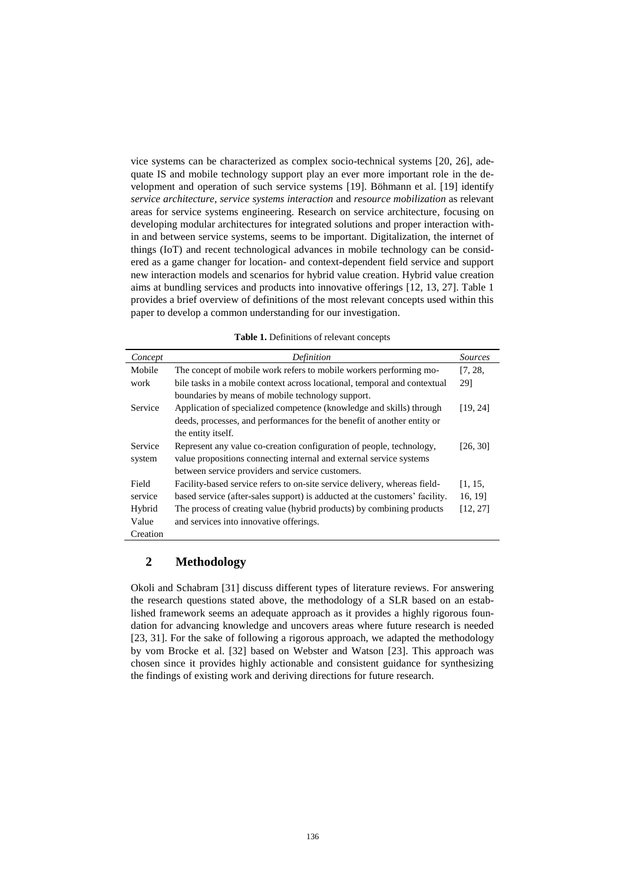vice systems can be characterized as complex socio-technical systems [20, 26], adequate IS and mobile technology support play an ever more important role in the development and operation of such service systems [19]. Böhmann et al. [19] identify *service architecture*, *service systems interaction* and *resource mobilization* as relevant areas for service systems engineering. Research on service architecture, focusing on developing modular architectures for integrated solutions and proper interaction within and between service systems, seems to be important. Digitalization, the internet of things (IoT) and recent technological advances in mobile technology can be considered as a game changer for location- and context-dependent field service and support new interaction models and scenarios for hybrid value creation. Hybrid value creation aims at bundling services and products into innovative offerings [12, 13, 27]. Table 1 provides a brief overview of definitions of the most relevant concepts used within this paper to develop a common understanding for our investigation.

**Table 1.** Definitions of relevant concepts

| *Concept* | *Definition* | *Sources* |
|---|---|---|
| Mobile work | The concept of mobile work refers to mobile workers performing mobile tasks in a mobile context across locational, temporal and contextual boundaries by means of mobile technology support. | [7, 28, 29] |
| Service | Application of specialized competence (knowledge and skills) through deeds, processes, and performances for the benefit of another entity or the entity itself. | [19, 24] |
| Service system | Represent any value co-creation configuration of people, technology, value propositions connecting internal and external service systems between service providers and service customers. | [26, 30] |
| Field service | Facility-based service refers to on-site service delivery, whereas field-based service (after-sales support) is adducted at the customers' facility. | [1, 15, 16, 19] |
| Hybrid Value Creation | The process of creating value (hybrid products) by combining products and services into innovative offerings. | [12, 27] |

## 2 Methodology

Okoli and Schabram [31] discuss different types of literature reviews. For answering the research questions stated above, the methodology of a SLR based on an established framework seems an adequate approach as it provides a highly rigorous foundation for advancing knowledge and uncovers areas where future research is needed [23, 31]. For the sake of following a rigorous approach, we adapted the methodology by vom Brocke et al. [32] based on Webster and Watson [23]. This approach was chosen since it provides highly actionable and consistent guidance for synthesizing the findings of existing work and deriving directions for future research.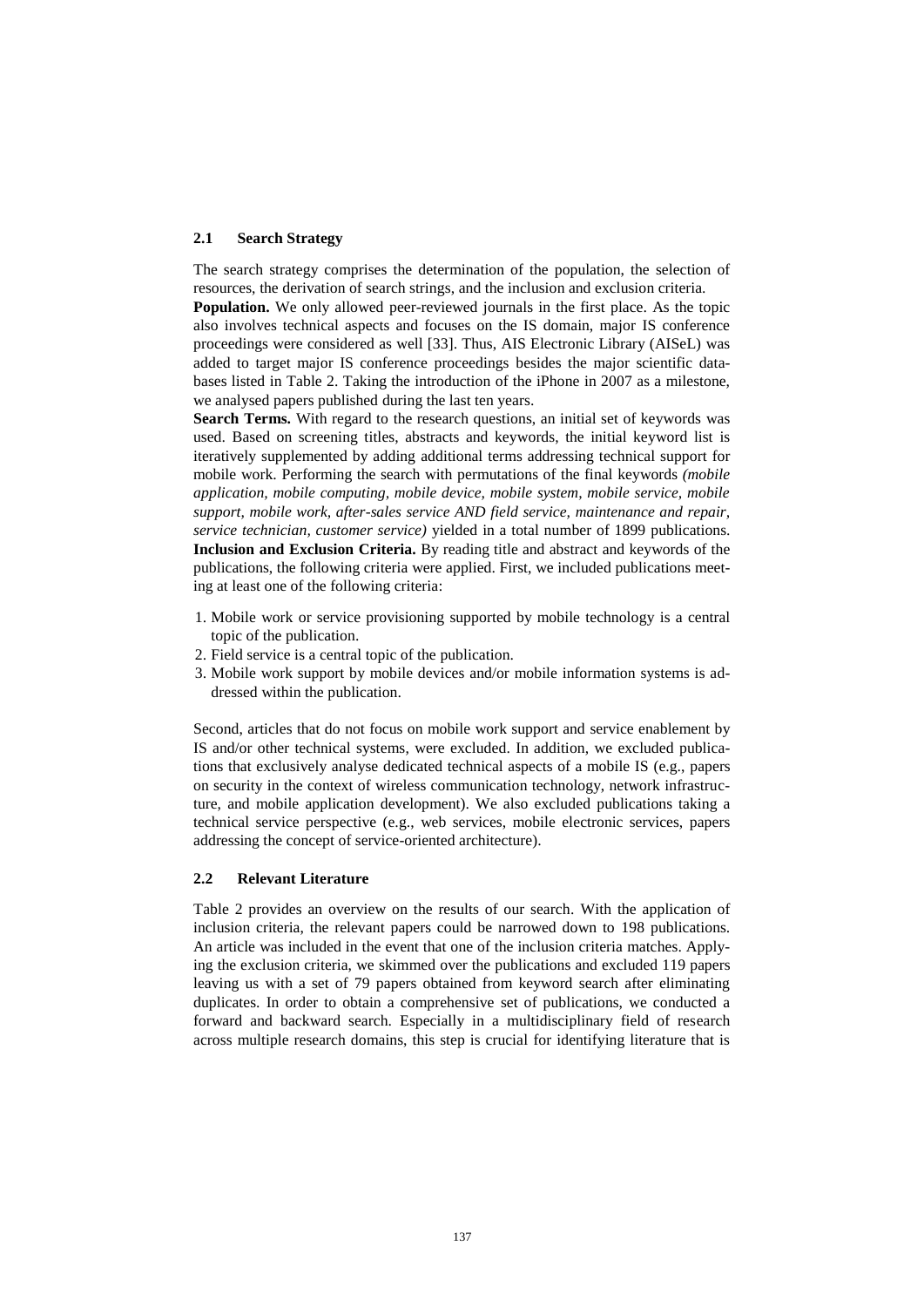### 2.1 Search Strategy

The search strategy comprises the determination of the population, the selection of resources, the derivation of search strings, and the inclusion and exclusion criteria.

**Population.** We only allowed peer-reviewed journals in the first place. As the topic also involves technical aspects and focuses on the IS domain, major IS conference proceedings were considered as well [33]. Thus, AIS Electronic Library (AISeL) was added to target major IS conference proceedings besides the major scientific databases listed in Table 2. Taking the introduction of the iPhone in 2007 as a milestone, we analysed papers published during the last ten years.

**Search Terms.** With regard to the research questions, an initial set of keywords was used. Based on screening titles, abstracts and keywords, the initial keyword list is iteratively supplemented by adding additional terms addressing technical support for mobile work. Performing the search with permutations of the final keywords *(mobile application, mobile computing, mobile device, mobile system, mobile service, mobile support, mobile work, after-sales service AND field service, maintenance and repair, service technician, customer service)* yielded in a total number of 1899 publications.

**Inclusion and Exclusion Criteria.** By reading title and abstract and keywords of the publications, the following criteria were applied. First, we included publications meeting at least one of the following criteria:

1. Mobile work or service provisioning supported by mobile technology is a central topic of the publication.
2. Field service is a central topic of the publication.
3. Mobile work support by mobile devices and/or mobile information systems is addressed within the publication.

Second, articles that do not focus on mobile work support and service enablement by IS and/or other technical systems, were excluded. In addition, we excluded publications that exclusively analyse dedicated technical aspects of a mobile IS (e.g., papers on security in the context of wireless communication technology, network infrastructure, and mobile application development). We also excluded publications taking a technical service perspective (e.g., web services, mobile electronic services, papers addressing the concept of service-oriented architecture).

### 2.2 Relevant Literature

Table 2 provides an overview on the results of our search. With the application of inclusion criteria, the relevant papers could be narrowed down to 198 publications. An article was included in the event that one of the inclusion criteria matches. Applying the exclusion criteria, we skimmed over the publications and excluded 119 papers leaving us with a set of 79 papers obtained from keyword search after eliminating duplicates. In order to obtain a comprehensive set of publications, we conducted a forward and backward search. Especially in a multidisciplinary field of research across multiple research domains, this step is crucial for identifying literature that is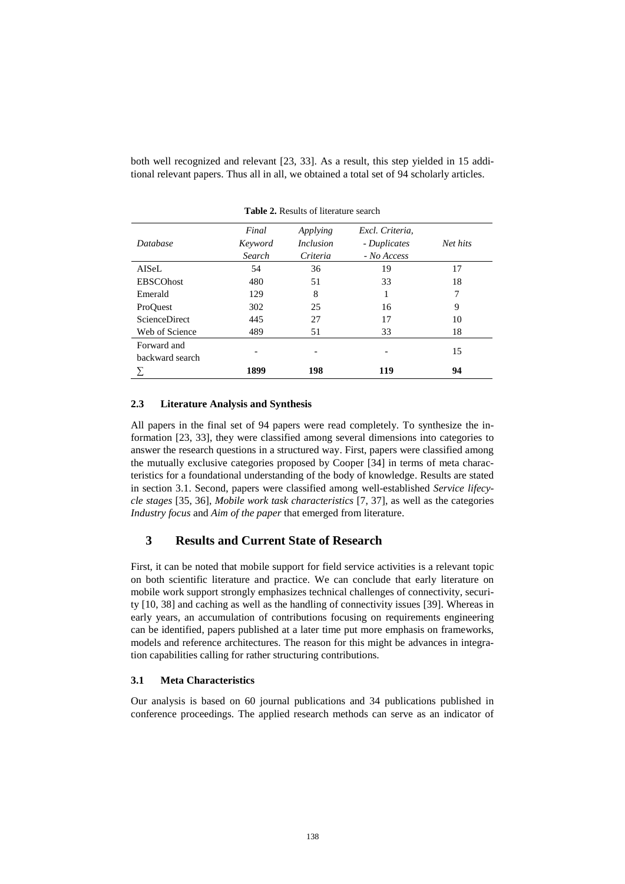both well recognized and relevant [23, 33]. As a result, this step yielded in 15 additional relevant papers. Thus all in all, we obtained a total set of 94 scholarly articles.

**Table 2.** Results of literature search

| *Database* | *Final Keyword Search* | *Applying Inclusion Criteria* | *Excl. Criteria, - Duplicates - No Access* | *Net hits* |
|---|---|---|---|---|
| AISeL | 54 | 36 | 19 | 17 |
| EBSCOhost | 480 | 51 | 33 | 18 |
| Emerald | 129 | 8 | 1 | 7 |
| ProQuest | 302 | 25 | 16 | 9 |
| ScienceDirect | 445 | 27 | 17 | 10 |
| Web of Science | 489 | 51 | 33 | 18 |
| Forward and backward search | - | - | - | 15 |
| ∑ | **1899** | **198** | **119** | **94** |

### 2.3 Literature Analysis and Synthesis

All papers in the final set of 94 papers were read completely. To synthesize the information [23, 33], they were classified among several dimensions into categories to answer the research questions in a structured way. First, papers were classified among the mutually exclusive categories proposed by Cooper [34] in terms of meta characteristics for a foundational understanding of the body of knowledge. Results are stated in section 3.1. Second, papers were classified among well-established *Service lifecycle stages* [35, 36], *Mobile work task characteristics* [7, 37], as well as the categories *Industry focus* and *Aim of the paper* that emerged from literature.

## 3 Results and Current State of Research

First, it can be noted that mobile support for field service activities is a relevant topic on both scientific literature and practice. We can conclude that early literature on mobile work support strongly emphasizes technical challenges of connectivity, security [10, 38] and caching as well as the handling of connectivity issues [39]. Whereas in early years, an accumulation of contributions focusing on requirements engineering can be identified, papers published at a later time put more emphasis on frameworks, models and reference architectures. The reason for this might be advances in integration capabilities calling for rather structuring contributions.

### 3.1 Meta Characteristics

Our analysis is based on 60 journal publications and 34 publications published in conference proceedings. The applied research methods can serve as an indicator of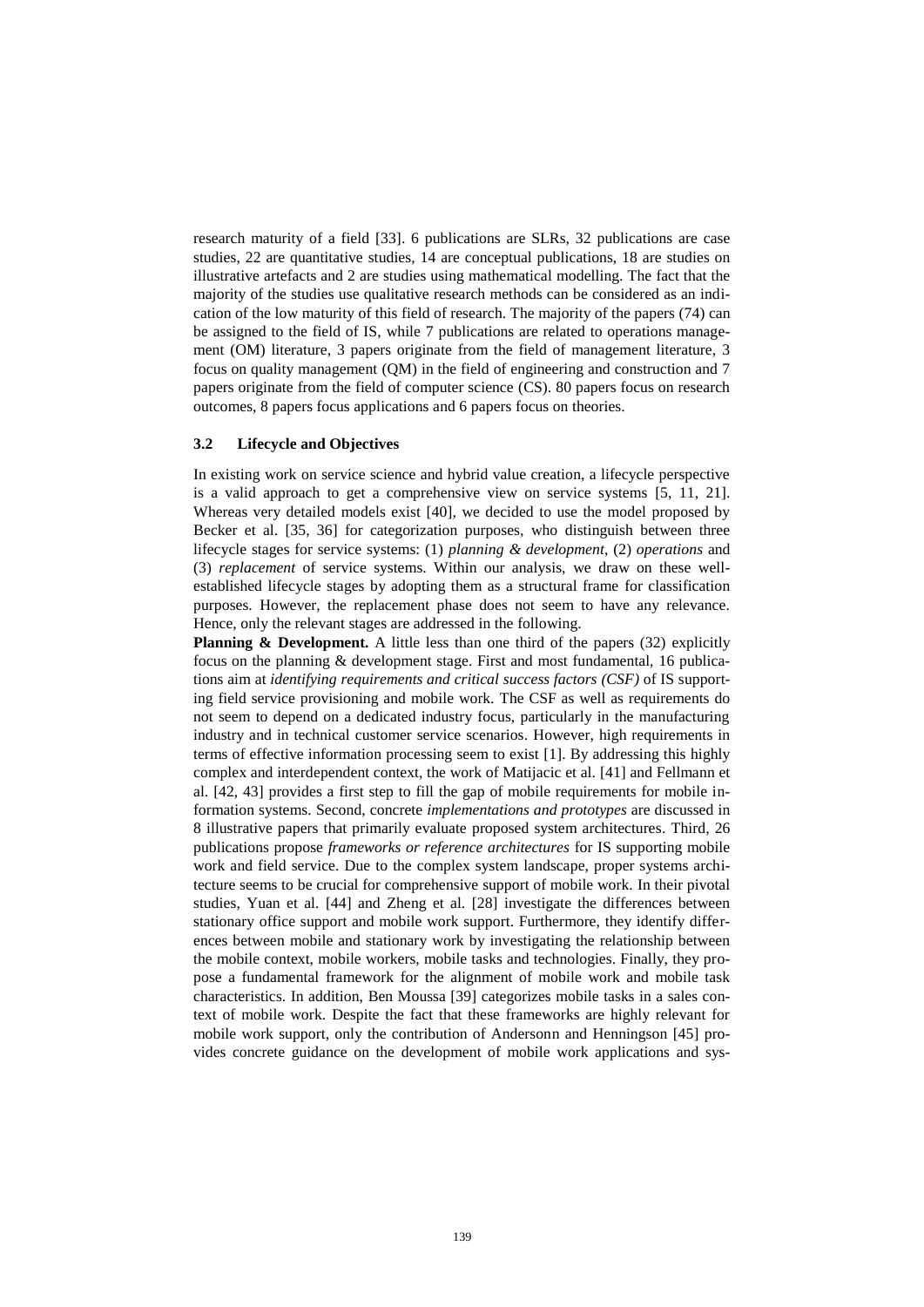research maturity of a field [33]. 6 publications are SLRs, 32 publications are case studies, 22 are quantitative studies, 14 are conceptual publications, 18 are studies on illustrative artefacts and 2 are studies using mathematical modelling. The fact that the majority of the studies use qualitative research methods can be considered as an indication of the low maturity of this field of research. The majority of the papers (74) can be assigned to the field of IS, while 7 publications are related to operations management (OM) literature, 3 papers originate from the field of management literature, 3 focus on quality management (QM) in the field of engineering and construction and 7 papers originate from the field of computer science (CS). 80 papers focus on research outcomes, 8 papers focus applications and 6 papers focus on theories.

### 3.2 Lifecycle and Objectives

In existing work on service science and hybrid value creation, a lifecycle perspective is a valid approach to get a comprehensive view on service systems [5, 11, 21]. Whereas very detailed models exist [40], we decided to use the model proposed by Becker et al. [35, 36] for categorization purposes, who distinguish between three lifecycle stages for service systems: (1) *planning & development*, (2) *operations* and (3) *replacement* of service systems. Within our analysis, we draw on these well-established lifecycle stages by adopting them as a structural frame for classification purposes. However, the replacement phase does not seem to have any relevance. Hence, only the relevant stages are addressed in the following.

**Planning & Development.** A little less than one third of the papers (32) explicitly focus on the planning & development stage. First and most fundamental, 16 publications aim at *identifying requirements and critical success factors (CSF)* of IS supporting field service provisioning and mobile work. The CSF as well as requirements do not seem to depend on a dedicated industry focus, particularly in the manufacturing industry and in technical customer service scenarios. However, high requirements in terms of effective information processing seem to exist [1]. By addressing this highly complex and interdependent context, the work of Matijacic et al. [41] and Fellmann et al. [42, 43] provides a first step to fill the gap of mobile requirements for mobile information systems. Second, concrete *implementations and prototypes* are discussed in 8 illustrative papers that primarily evaluate proposed system architectures. Third, 26 publications propose *frameworks or reference architectures* for IS supporting mobile work and field service. Due to the complex system landscape, proper systems architecture seems to be crucial for comprehensive support of mobile work. In their pivotal studies, Yuan et al. [44] and Zheng et al. [28] investigate the differences between stationary office support and mobile work support. Furthermore, they identify differences between mobile and stationary work by investigating the relationship between the mobile context, mobile workers, mobile tasks and technologies. Finally, they propose a fundamental framework for the alignment of mobile work and mobile task characteristics. In addition, Ben Moussa [39] categorizes mobile tasks in a sales context of mobile work. Despite the fact that these frameworks are highly relevant for mobile work support, only the contribution of Andersonn and Henningson [45] provides concrete guidance on the development of mobile work applications and sys-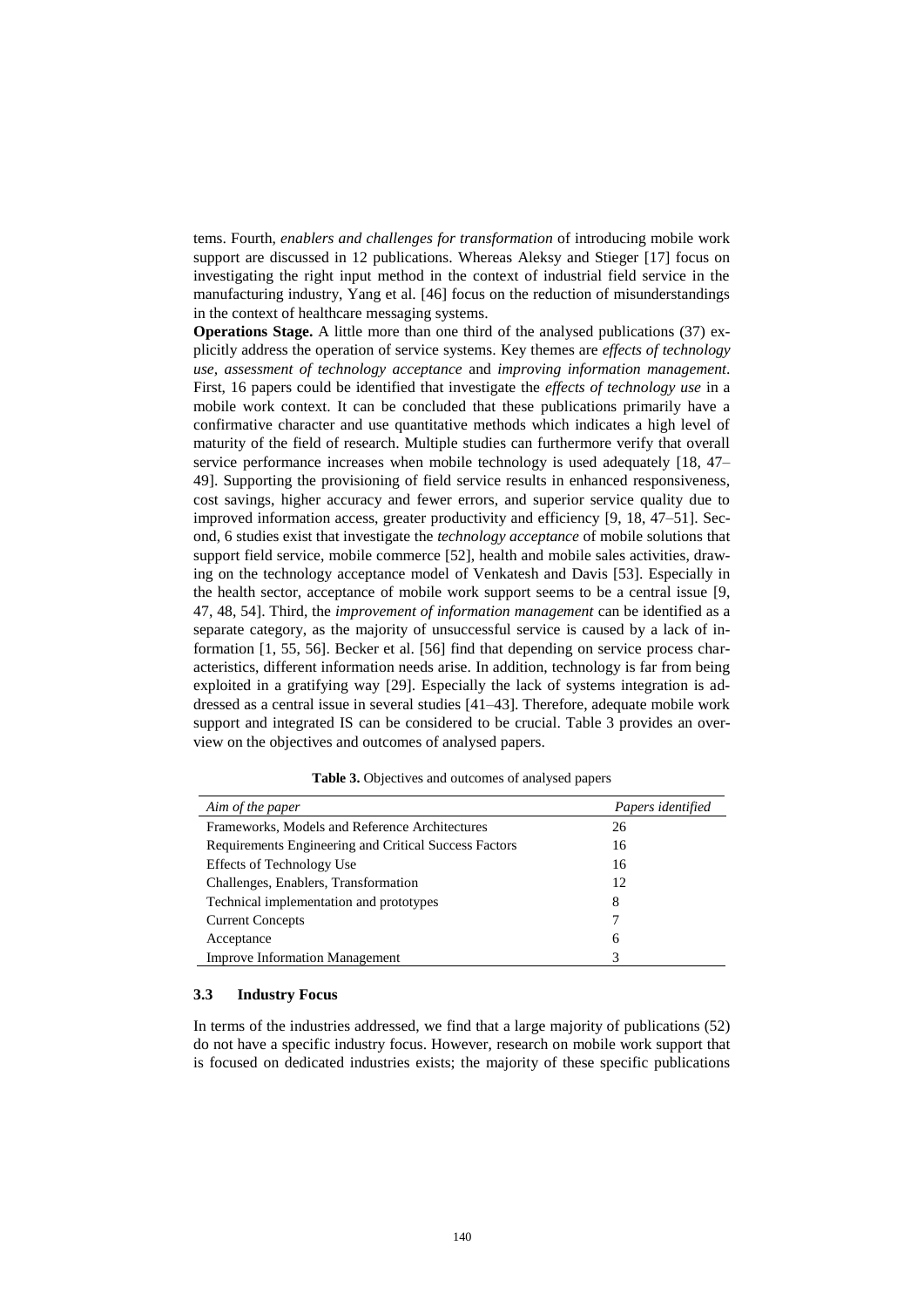tems. Fourth, *enablers and challenges for transformation* of introducing mobile work support are discussed in 12 publications. Whereas Aleksy and Stieger [17] focus on investigating the right input method in the context of industrial field service in the manufacturing industry, Yang et al. [46] focus on the reduction of misunderstandings in the context of healthcare messaging systems.

**Operations Stage.** A little more than one third of the analysed publications (37) explicitly address the operation of service systems. Key themes are *effects of technology use, assessment of technology acceptance* and *improving information management*. First, 16 papers could be identified that investigate the *effects of technology use* in a mobile work context. It can be concluded that these publications primarily have a confirmative character and use quantitative methods which indicates a high level of maturity of the field of research. Multiple studies can furthermore verify that overall service performance increases when mobile technology is used adequately [18, 47–49]. Supporting the provisioning of field service results in enhanced responsiveness, cost savings, higher accuracy and fewer errors, and superior service quality due to improved information access, greater productivity and efficiency [9, 18, 47–51]. Second, 6 studies exist that investigate the *technology acceptance* of mobile solutions that support field service, mobile commerce [52], health and mobile sales activities, drawing on the technology acceptance model of Venkatesh and Davis [53]. Especially in the health sector, acceptance of mobile work support seems to be a central issue [9, 47, 48, 54]. Third, the *improvement of information management* can be identified as a separate category, as the majority of unsuccessful service is caused by a lack of information [1, 55, 56]. Becker et al. [56] find that depending on service process characteristics, different information needs arise. In addition, technology is far from being exploited in a gratifying way [29]. Especially the lack of systems integration is addressed as a central issue in several studies [41–43]. Therefore, adequate mobile work support and integrated IS can be considered to be crucial. Table 3 provides an overview on the objectives and outcomes of analysed papers.

**Table 3.** Objectives and outcomes of analysed papers

| *Aim of the paper* | *Papers identified* |
|---|---|
| Frameworks, Models and Reference Architectures | 26 |
| Requirements Engineering and Critical Success Factors | 16 |
| Effects of Technology Use | 16 |
| Challenges, Enablers, Transformation | 12 |
| Technical implementation and prototypes | 8 |
| Current Concepts | 7 |
| Acceptance | 6 |
| Improve Information Management | 3 |

### 3.3 Industry Focus

In terms of the industries addressed, we find that a large majority of publications (52) do not have a specific industry focus. However, research on mobile work support that is focused on dedicated industries exists; the majority of these specific publications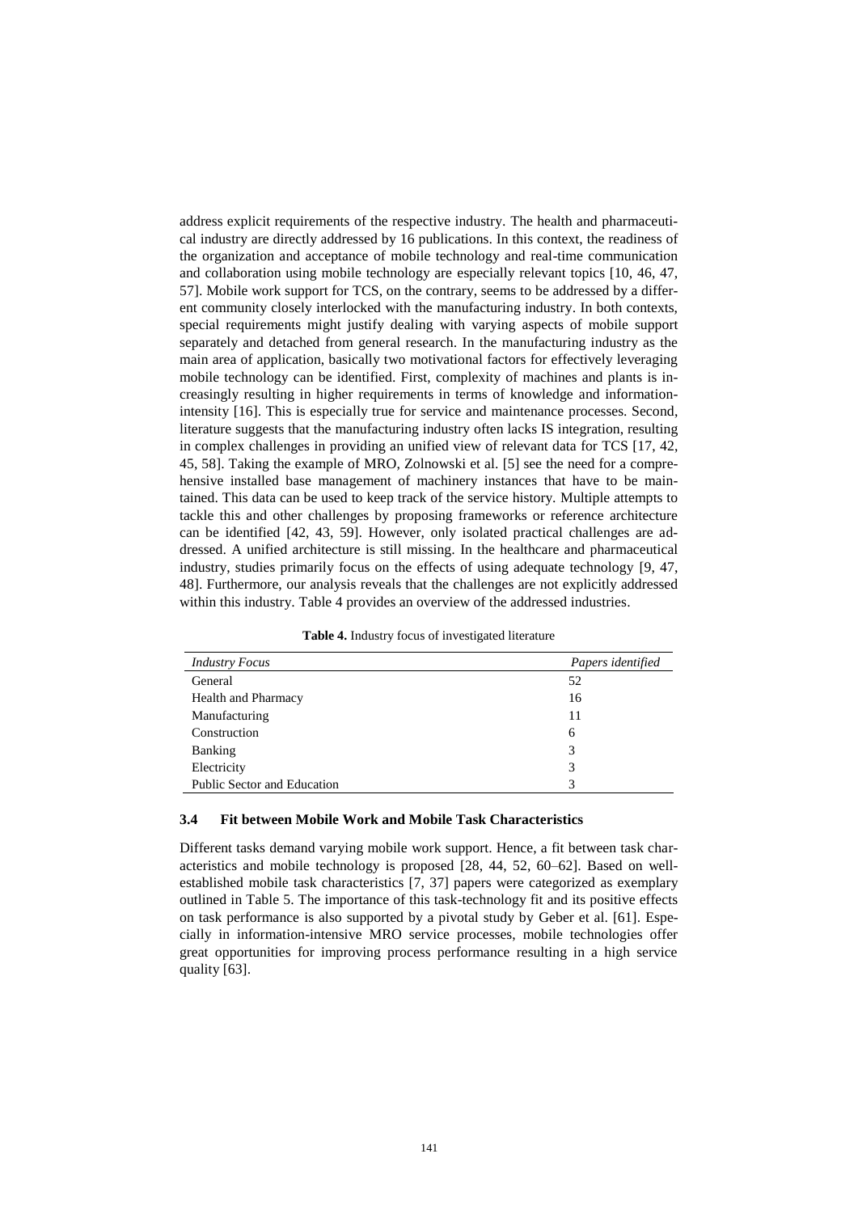address explicit requirements of the respective industry. The health and pharmaceutical industry are directly addressed by 16 publications. In this context, the readiness of the organization and acceptance of mobile technology and real-time communication and collaboration using mobile technology are especially relevant topics [10, 46, 47, 57]. Mobile work support for TCS, on the contrary, seems to be addressed by a different community closely interlocked with the manufacturing industry. In both contexts, special requirements might justify dealing with varying aspects of mobile support separately and detached from general research. In the manufacturing industry as the main area of application, basically two motivational factors for effectively leveraging mobile technology can be identified. First, complexity of machines and plants is increasingly resulting in higher requirements in terms of knowledge and information-intensity [16]. This is especially true for service and maintenance processes. Second, literature suggests that the manufacturing industry often lacks IS integration, resulting in complex challenges in providing an unified view of relevant data for TCS [17, 42, 45, 58]. Taking the example of MRO, Zolnowski et al. [5] see the need for a comprehensive installed base management of machinery instances that have to be maintained. This data can be used to keep track of the service history. Multiple attempts to tackle this and other challenges by proposing frameworks or reference architecture can be identified [42, 43, 59]. However, only isolated practical challenges are addressed. A unified architecture is still missing. In the healthcare and pharmaceutical industry, studies primarily focus on the effects of using adequate technology [9, 47, 48]. Furthermore, our analysis reveals that the challenges are not explicitly addressed within this industry. Table 4 provides an overview of the addressed industries.

**Table 4.** Industry focus of investigated literature

| *Industry Focus* | *Papers identified* |
| --- | --- |
| General | 52 |
| Health and Pharmacy | 16 |
| Manufacturing | 11 |
| Construction | 6 |
| Banking | 3 |
| Electricity | 3 |
| Public Sector and Education | 3 |

### 3.4 Fit between Mobile Work and Mobile Task Characteristics

Different tasks demand varying mobile work support. Hence, a fit between task characteristics and mobile technology is proposed [28, 44, 52, 60–62]. Based on well-established mobile task characteristics [7, 37] papers were categorized as exemplary outlined in Table 5. The importance of this task-technology fit and its positive effects on task performance is also supported by a pivotal study by Geber et al. [61]. Especially in information-intensive MRO service processes, mobile technologies offer great opportunities for improving process performance resulting in a high service quality [63].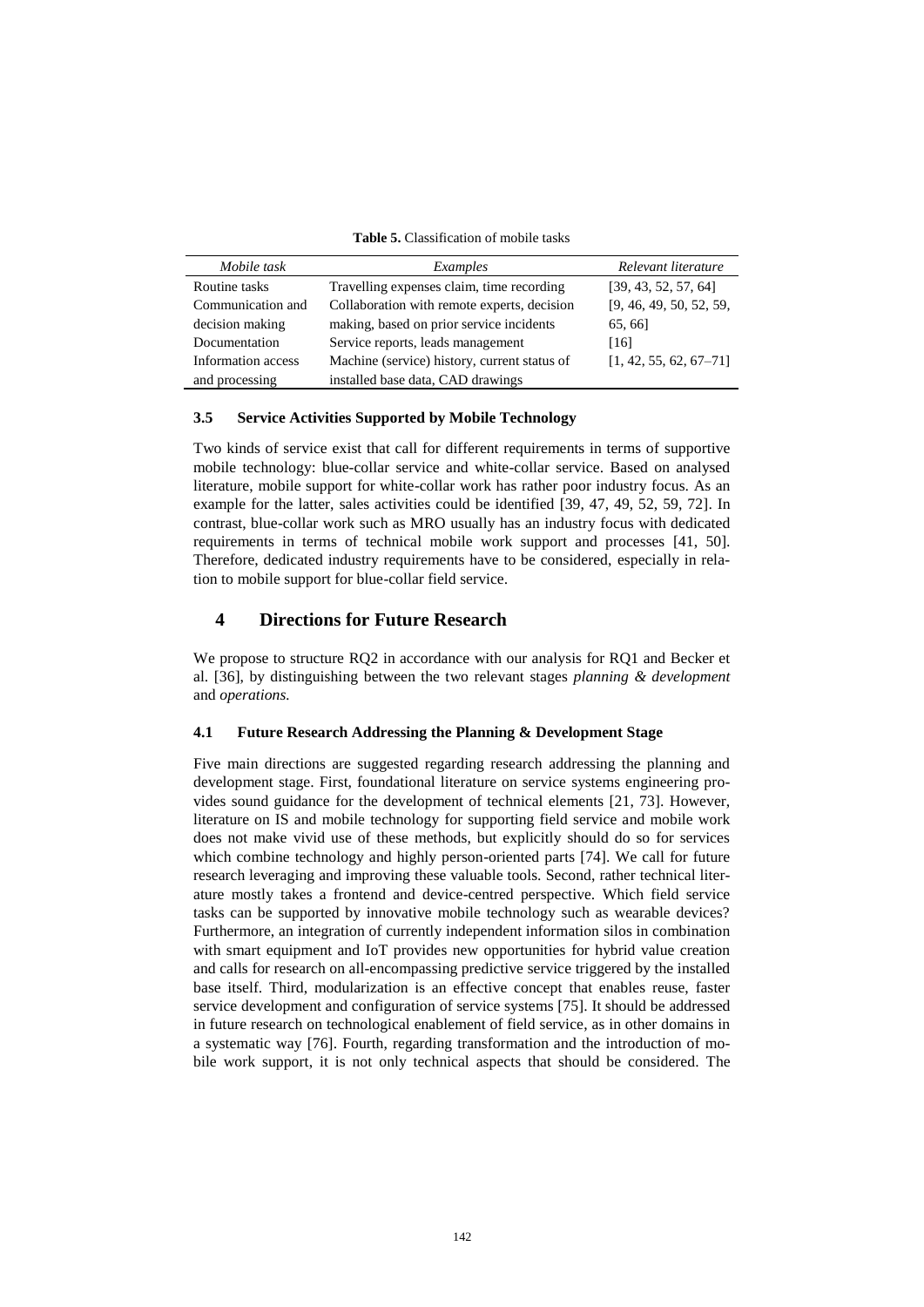**Table 5.** Classification of mobile tasks

| *Mobile task* | *Examples* | *Relevant literature* |
|---|---|---|
| Routine tasks | Travelling expenses claim, time recording | [39, 43, 52, 57, 64] |
| Communication and decision making | Collaboration with remote experts, decision making, based on prior service incidents | [9, 46, 49, 50, 52, 59, 65, 66] |
| Documentation | Service reports, leads management | [16] |
| Information access and processing | Machine (service) history, current status of installed base data, CAD drawings | [1, 42, 55, 62, 67–71] |

### 3.5 Service Activities Supported by Mobile Technology

Two kinds of service exist that call for different requirements in terms of supportive mobile technology: blue-collar service and white-collar service. Based on analysed literature, mobile support for white-collar work has rather poor industry focus. As an example for the latter, sales activities could be identified [39, 47, 49, 52, 59, 72]. In contrast, blue-collar work such as MRO usually has an industry focus with dedicated requirements in terms of technical mobile work support and processes [41, 50]. Therefore, dedicated industry requirements have to be considered, especially in relation to mobile support for blue-collar field service.

## 4 Directions for Future Research

We propose to structure RQ2 in accordance with our analysis for RQ1 and Becker et al. [36], by distinguishing between the two relevant stages *planning & development* and *operations.*

### 4.1 Future Research Addressing the Planning & Development Stage

Five main directions are suggested regarding research addressing the planning and development stage. First, foundational literature on service systems engineering provides sound guidance for the development of technical elements [21, 73]. However, literature on IS and mobile technology for supporting field service and mobile work does not make vivid use of these methods, but explicitly should do so for services which combine technology and highly person-oriented parts [74]. We call for future research leveraging and improving these valuable tools. Second, rather technical literature mostly takes a frontend and device-centred perspective. Which field service tasks can be supported by innovative mobile technology such as wearable devices? Furthermore, an integration of currently independent information silos in combination with smart equipment and IoT provides new opportunities for hybrid value creation and calls for research on all-encompassing predictive service triggered by the installed base itself. Third, modularization is an effective concept that enables reuse, faster service development and configuration of service systems [75]. It should be addressed in future research on technological enablement of field service, as in other domains in a systematic way [76]. Fourth, regarding transformation and the introduction of mobile work support, it is not only technical aspects that should be considered. The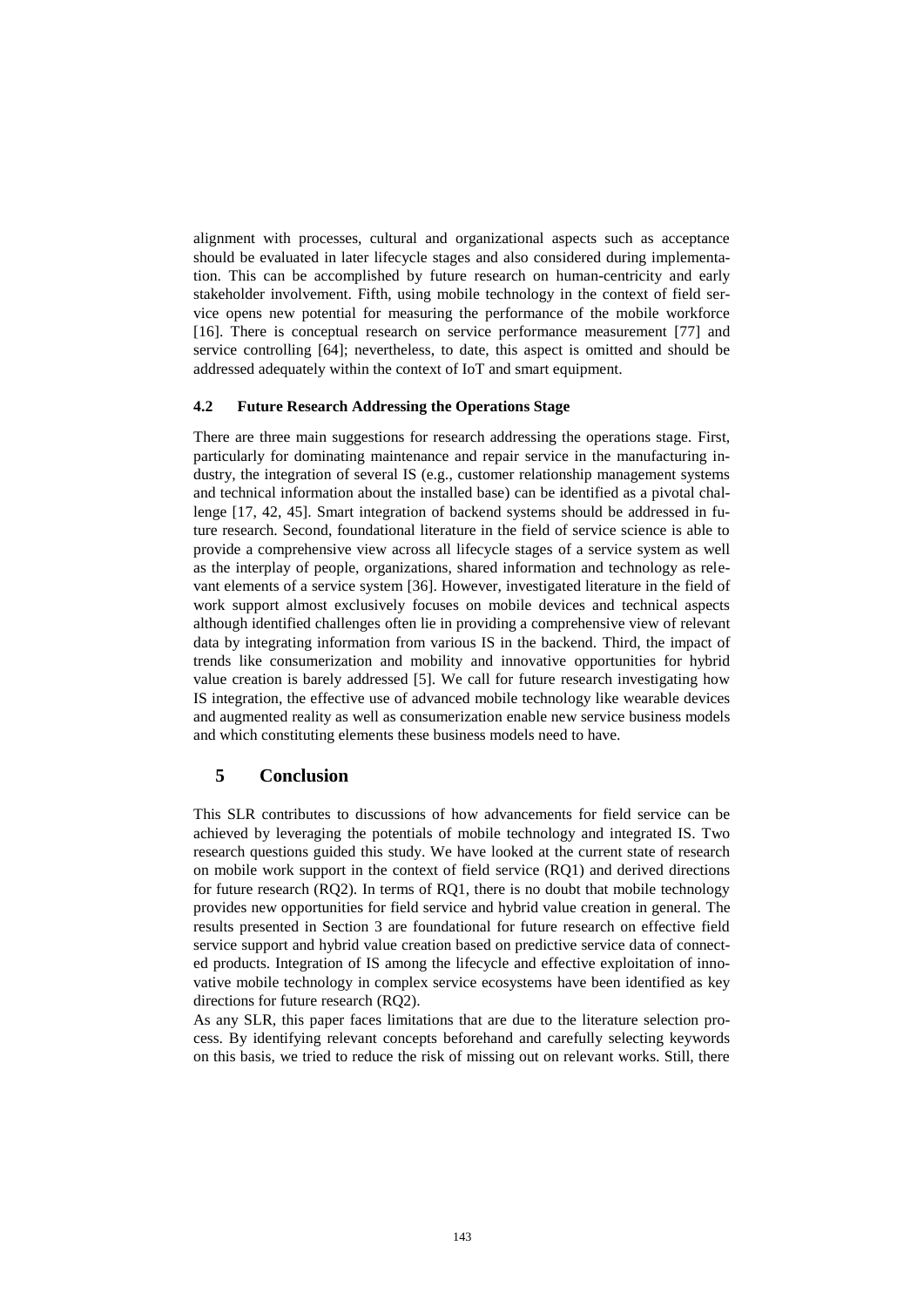alignment with processes, cultural and organizational aspects such as acceptance should be evaluated in later lifecycle stages and also considered during implementation. This can be accomplished by future research on human-centricity and early stakeholder involvement. Fifth, using mobile technology in the context of field service opens new potential for measuring the performance of the mobile workforce [16]. There is conceptual research on service performance measurement [77] and service controlling [64]; nevertheless, to date, this aspect is omitted and should be addressed adequately within the context of IoT and smart equipment.

### 4.2 Future Research Addressing the Operations Stage

There are three main suggestions for research addressing the operations stage. First, particularly for dominating maintenance and repair service in the manufacturing industry, the integration of several IS (e.g., customer relationship management systems and technical information about the installed base) can be identified as a pivotal challenge [17, 42, 45]. Smart integration of backend systems should be addressed in future research. Second, foundational literature in the field of service science is able to provide a comprehensive view across all lifecycle stages of a service system as well as the interplay of people, organizations, shared information and technology as relevant elements of a service system [36]. However, investigated literature in the field of work support almost exclusively focuses on mobile devices and technical aspects although identified challenges often lie in providing a comprehensive view of relevant data by integrating information from various IS in the backend. Third, the impact of trends like consumerization and mobility and innovative opportunities for hybrid value creation is barely addressed [5]. We call for future research investigating how IS integration, the effective use of advanced mobile technology like wearable devices and augmented reality as well as consumerization enable new service business models and which constituting elements these business models need to have.

## 5 Conclusion

This SLR contributes to discussions of how advancements for field service can be achieved by leveraging the potentials of mobile technology and integrated IS. Two research questions guided this study. We have looked at the current state of research on mobile work support in the context of field service (RQ1) and derived directions for future research (RQ2). In terms of RQ1, there is no doubt that mobile technology provides new opportunities for field service and hybrid value creation in general. The results presented in Section 3 are foundational for future research on effective field service support and hybrid value creation based on predictive service data of connected products. Integration of IS among the lifecycle and effective exploitation of innovative mobile technology in complex service ecosystems have been identified as key directions for future research (RQ2).

As any SLR, this paper faces limitations that are due to the literature selection process. By identifying relevant concepts beforehand and carefully selecting keywords on this basis, we tried to reduce the risk of missing out on relevant works. Still, there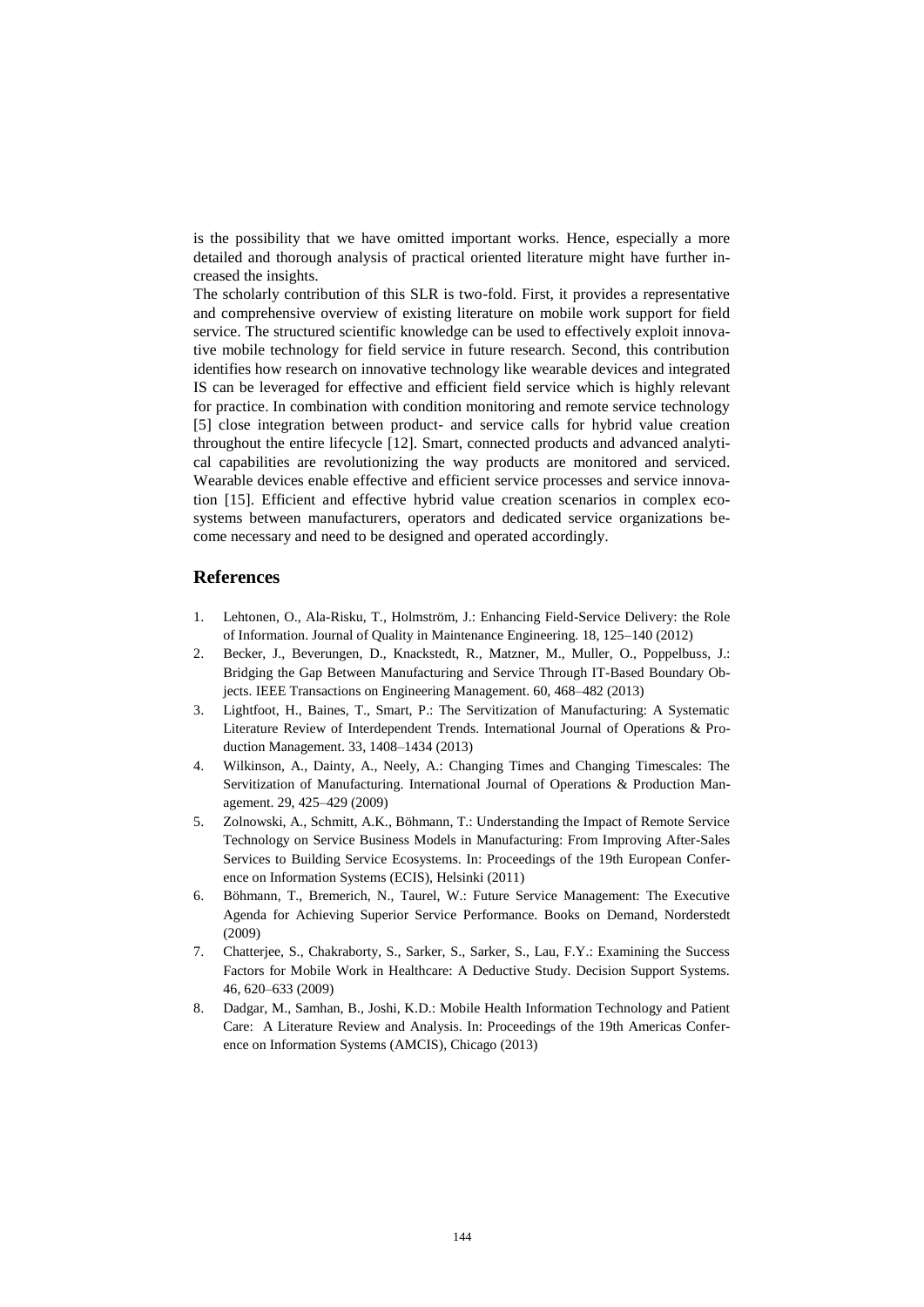is the possibility that we have omitted important works. Hence, especially a more detailed and thorough analysis of practical oriented literature might have further increased the insights.

The scholarly contribution of this SLR is two-fold. First, it provides a representative and comprehensive overview of existing literature on mobile work support for field service. The structured scientific knowledge can be used to effectively exploit innovative mobile technology for field service in future research. Second, this contribution identifies how research on innovative technology like wearable devices and integrated IS can be leveraged for effective and efficient field service which is highly relevant for practice. In combination with condition monitoring and remote service technology [5] close integration between product- and service calls for hybrid value creation throughout the entire lifecycle [12]. Smart, connected products and advanced analytical capabilities are revolutionizing the way products are monitored and serviced. Wearable devices enable effective and efficient service processes and service innovation [15]. Efficient and effective hybrid value creation scenarios in complex ecosystems between manufacturers, operators and dedicated service organizations become necessary and need to be designed and operated accordingly.

## References

1. Lehtonen, O., Ala-Risku, T., Holmström, J.: Enhancing Field-Service Delivery: the Role of Information. Journal of Quality in Maintenance Engineering. 18, 125–140 (2012)
2. Becker, J., Beverungen, D., Knackstedt, R., Matzner, M., Muller, O., Poppelbuss, J.: Bridging the Gap Between Manufacturing and Service Through IT-Based Boundary Objects. IEEE Transactions on Engineering Management. 60, 468–482 (2013)
3. Lightfoot, H., Baines, T., Smart, P.: The Servitization of Manufacturing: A Systematic Literature Review of Interdependent Trends. International Journal of Operations & Production Management. 33, 1408–1434 (2013)
4. Wilkinson, A., Dainty, A., Neely, A.: Changing Times and Changing Timescales: The Servitization of Manufacturing. International Journal of Operations & Production Management. 29, 425–429 (2009)
5. Zolnowski, A., Schmitt, A.K., Böhmann, T.: Understanding the Impact of Remote Service Technology on Service Business Models in Manufacturing: From Improving After-Sales Services to Building Service Ecosystems. In: Proceedings of the 19th European Conference on Information Systems (ECIS), Helsinki (2011)
6. Böhmann, T., Bremerich, N., Taurel, W.: Future Service Management: The Executive Agenda for Achieving Superior Service Performance. Books on Demand, Norderstedt (2009)
7. Chatterjee, S., Chakraborty, S., Sarker, S., Sarker, S., Lau, F.Y.: Examining the Success Factors for Mobile Work in Healthcare: A Deductive Study. Decision Support Systems. 46, 620–633 (2009)
8. Dadgar, M., Samhan, B., Joshi, K.D.: Mobile Health Information Technology and Patient Care: A Literature Review and Analysis. In: Proceedings of the 19th Americas Conference on Information Systems (AMCIS), Chicago (2013)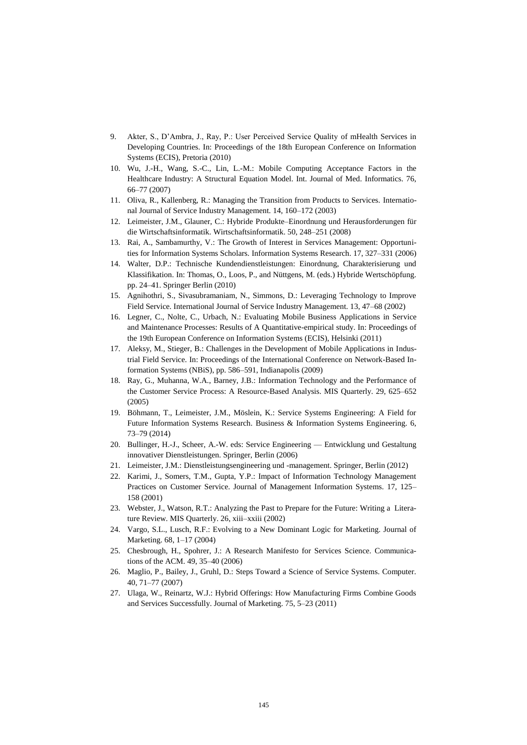9. Akter, S., D'Ambra, J., Ray, P.: User Perceived Service Quality of mHealth Services in Developing Countries. In: Proceedings of the 18th European Conference on Information Systems (ECIS), Pretoria (2010)
10. Wu, J.-H., Wang, S.-C., Lin, L.-M.: Mobile Computing Acceptance Factors in the Healthcare Industry: A Structural Equation Model. Int. Journal of Med. Informatics. 76, 66–77 (2007)
11. Oliva, R., Kallenberg, R.: Managing the Transition from Products to Services. International Journal of Service Industry Management. 14, 160–172 (2003)
12. Leimeister, J.M., Glauner, C.: Hybride Produkte–Einordnung und Herausforderungen für die Wirtschaftsinformatik. Wirtschaftsinformatik. 50, 248–251 (2008)
13. Rai, A., Sambamurthy, V.: The Growth of Interest in Services Management: Opportunities for Information Systems Scholars. Information Systems Research. 17, 327–331 (2006)
14. Walter, D.P.: Technische Kundendienstleistungen: Einordnung, Charakterisierung und Klassifikation. In: Thomas, O., Loos, P., and Nüttgens, M. (eds.) Hybride Wertschöpfung. pp. 24–41. Springer Berlin (2010)
15. Agnihothri, S., Sivasubramaniam, N., Simmons, D.: Leveraging Technology to Improve Field Service. International Journal of Service Industry Management. 13, 47–68 (2002)
16. Legner, C., Nolte, C., Urbach, N.: Evaluating Mobile Business Applications in Service and Maintenance Processes: Results of A Quantitative-empirical study. In: Proceedings of the 19th European Conference on Information Systems (ECIS), Helsinki (2011)
17. Aleksy, M., Stieger, B.: Challenges in the Development of Mobile Applications in Industrial Field Service. In: Proceedings of the International Conference on Network-Based Information Systems (NBiS), pp. 586–591, Indianapolis (2009)
18. Ray, G., Muhanna, W.A., Barney, J.B.: Information Technology and the Performance of the Customer Service Process: A Resource-Based Analysis. MIS Quarterly. 29, 625–652 (2005)
19. Böhmann, T., Leimeister, J.M., Möslein, K.: Service Systems Engineering: A Field for Future Information Systems Research. Business & Information Systems Engineering. 6, 73–79 (2014)
20. Bullinger, H.-J., Scheer, A.-W. eds: Service Engineering — Entwicklung und Gestaltung innovativer Dienstleistungen. Springer, Berlin (2006)
21. Leimeister, J.M.: Dienstleistungsengineering und -management. Springer, Berlin (2012)
22. Karimi, J., Somers, T.M., Gupta, Y.P.: Impact of Information Technology Management Practices on Customer Service. Journal of Management Information Systems. 17, 125–158 (2001)
23. Webster, J., Watson, R.T.: Analyzing the Past to Prepare for the Future: Writing a Literature Review. MIS Quarterly. 26, xiii–xxiii (2002)
24. Vargo, S.L., Lusch, R.F.: Evolving to a New Dominant Logic for Marketing. Journal of Marketing. 68, 1–17 (2004)
25. Chesbrough, H., Spohrer, J.: A Research Manifesto for Services Science. Communications of the ACM. 49, 35–40 (2006)
26. Maglio, P., Bailey, J., Gruhl, D.: Steps Toward a Science of Service Systems. Computer. 40, 71–77 (2007)
27. Ulaga, W., Reinartz, W.J.: Hybrid Offerings: How Manufacturing Firms Combine Goods and Services Successfully. Journal of Marketing. 75, 5–23 (2011)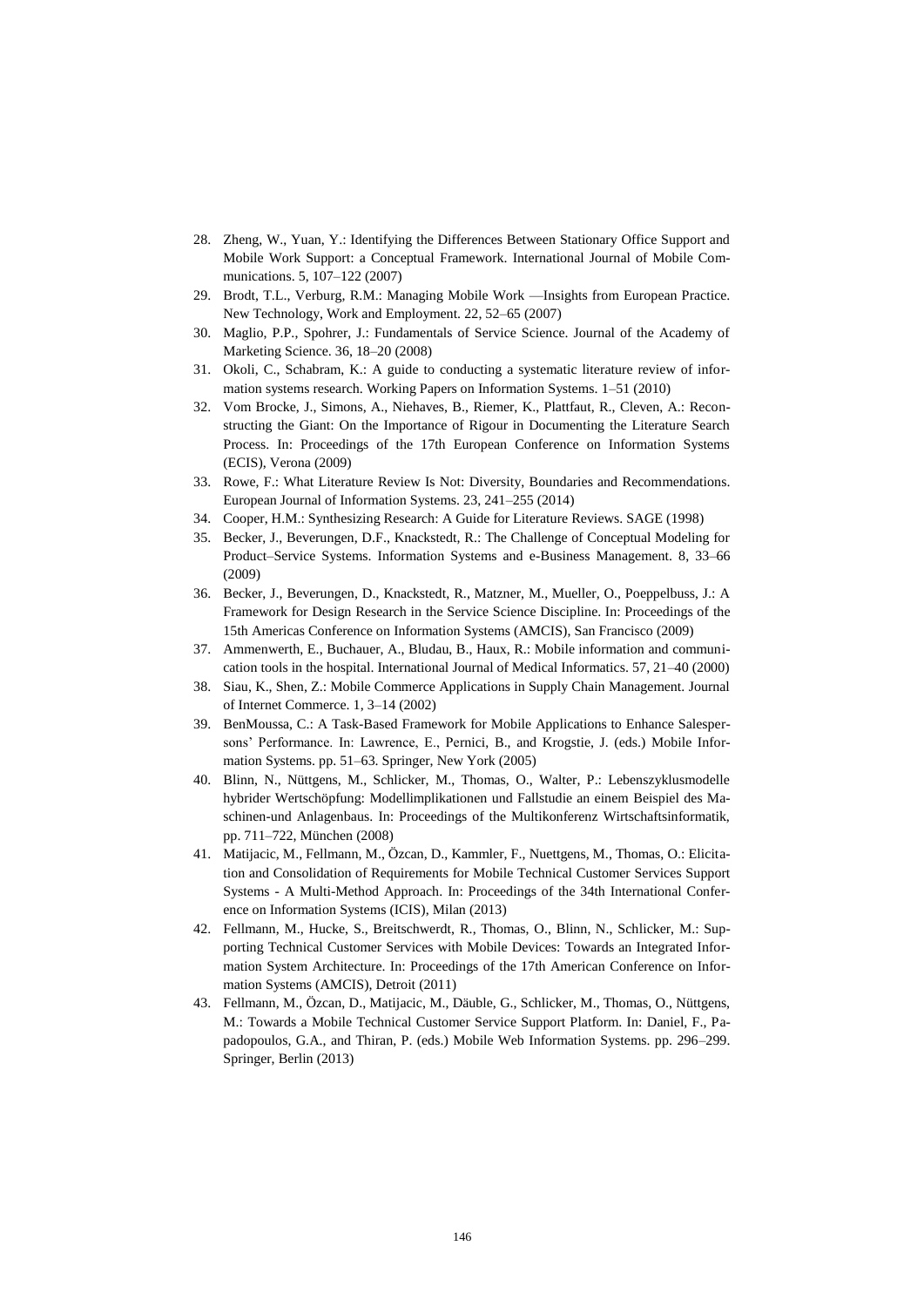28. Zheng, W., Yuan, Y.: Identifying the Differences Between Stationary Office Support and Mobile Work Support: a Conceptual Framework. International Journal of Mobile Communications. 5, 107–122 (2007)
29. Brodt, T.L., Verburg, R.M.: Managing Mobile Work —Insights from European Practice. New Technology, Work and Employment. 22, 52–65 (2007)
30. Maglio, P.P., Spohrer, J.: Fundamentals of Service Science. Journal of the Academy of Marketing Science. 36, 18–20 (2008)
31. Okoli, C., Schabram, K.: A guide to conducting a systematic literature review of information systems research. Working Papers on Information Systems. 1–51 (2010)
32. Vom Brocke, J., Simons, A., Niehaves, B., Riemer, K., Plattfaut, R., Cleven, A.: Reconstructing the Giant: On the Importance of Rigour in Documenting the Literature Search Process. In: Proceedings of the 17th European Conference on Information Systems (ECIS), Verona (2009)
33. Rowe, F.: What Literature Review Is Not: Diversity, Boundaries and Recommendations. European Journal of Information Systems. 23, 241–255 (2014)
34. Cooper, H.M.: Synthesizing Research: A Guide for Literature Reviews. SAGE (1998)
35. Becker, J., Beverungen, D.F., Knackstedt, R.: The Challenge of Conceptual Modeling for Product–Service Systems. Information Systems and e-Business Management. 8, 33–66 (2009)
36. Becker, J., Beverungen, D., Knackstedt, R., Matzner, M., Mueller, O., Poeppelbuss, J.: A Framework for Design Research in the Service Science Discipline. In: Proceedings of the 15th Americas Conference on Information Systems (AMCIS), San Francisco (2009)
37. Ammenwerth, E., Buchauer, A., Bludau, B., Haux, R.: Mobile information and communication tools in the hospital. International Journal of Medical Informatics. 57, 21–40 (2000)
38. Siau, K., Shen, Z.: Mobile Commerce Applications in Supply Chain Management. Journal of Internet Commerce. 1, 3–14 (2002)
39. BenMoussa, C.: A Task-Based Framework for Mobile Applications to Enhance Salespersons' Performance. In: Lawrence, E., Pernici, B., and Krogstie, J. (eds.) Mobile Information Systems. pp. 51–63. Springer, New York (2005)
40. Blinn, N., Nüttgens, M., Schlicker, M., Thomas, O., Walter, P.: Lebenszyklusmodelle hybrider Wertschöpfung: Modellimplikationen und Fallstudie an einem Beispiel des Maschinen-und Anlagenbaus. In: Proceedings of the Multikonferenz Wirtschaftsinformatik, pp. 711–722, München (2008)
41. Matijacic, M., Fellmann, M., Özcan, D., Kammler, F., Nuettgens, M., Thomas, O.: Elicitation and Consolidation of Requirements for Mobile Technical Customer Services Support Systems - A Multi-Method Approach. In: Proceedings of the 34th International Conference on Information Systems (ICIS), Milan (2013)
42. Fellmann, M., Hucke, S., Breitschwerdt, R., Thomas, O., Blinn, N., Schlicker, M.: Supporting Technical Customer Services with Mobile Devices: Towards an Integrated Information System Architecture. In: Proceedings of the 17th American Conference on Information Systems (AMCIS), Detroit (2011)
43. Fellmann, M., Özcan, D., Matijacic, M., Däuble, G., Schlicker, M., Thomas, O., Nüttgens, M.: Towards a Mobile Technical Customer Service Support Platform. In: Daniel, F., Papadopoulos, G.A., and Thiran, P. (eds.) Mobile Web Information Systems. pp. 296–299. Springer, Berlin (2013)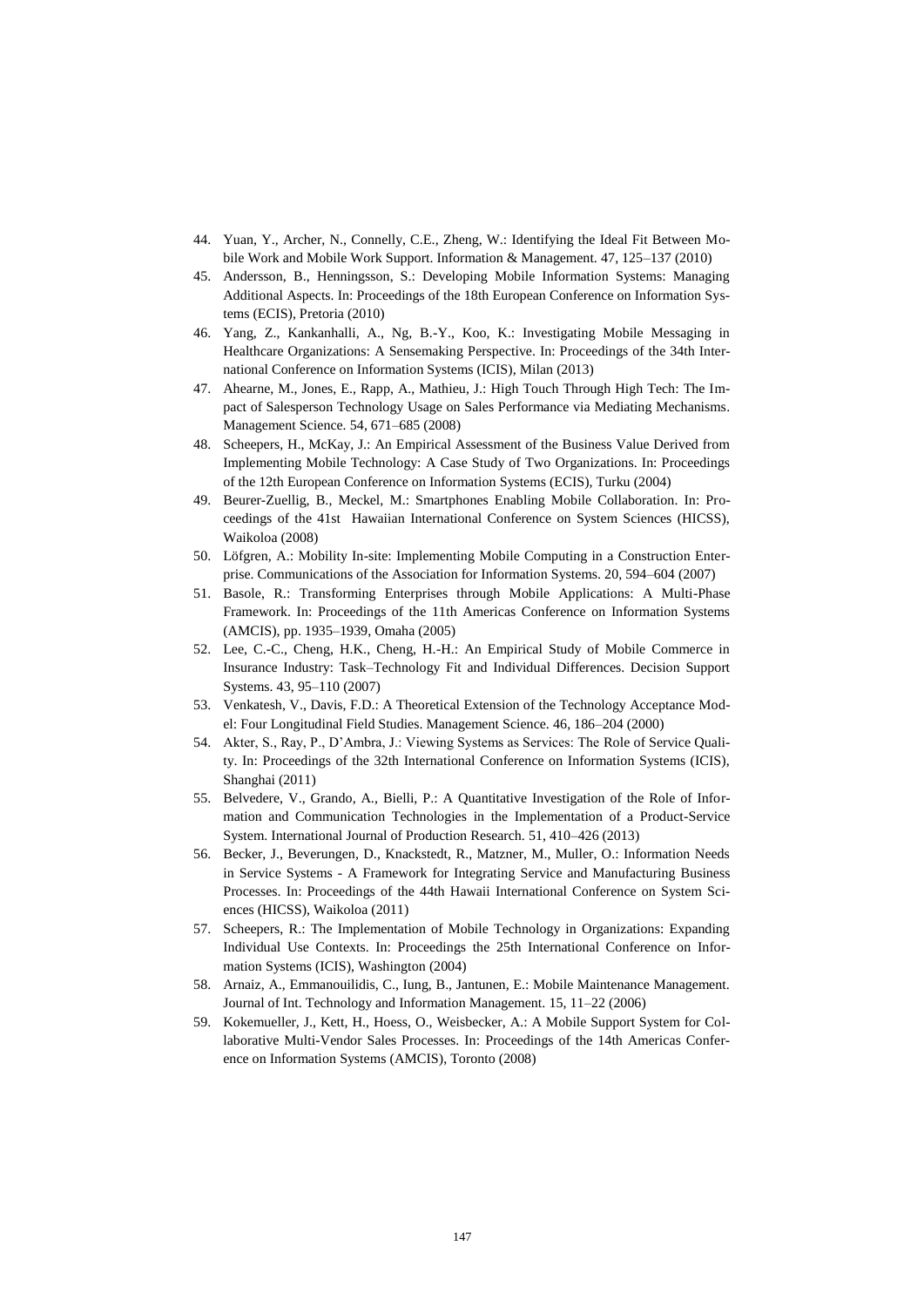44. Yuan, Y., Archer, N., Connelly, C.E., Zheng, W.: Identifying the Ideal Fit Between Mobile Work and Mobile Work Support. Information & Management. 47, 125–137 (2010)
45. Andersson, B., Henningsson, S.: Developing Mobile Information Systems: Managing Additional Aspects. In: Proceedings of the 18th European Conference on Information Systems (ECIS), Pretoria (2010)
46. Yang, Z., Kankanhalli, A., Ng, B.-Y., Koo, K.: Investigating Mobile Messaging in Healthcare Organizations: A Sensemaking Perspective. In: Proceedings of the 34th International Conference on Information Systems (ICIS), Milan (2013)
47. Ahearne, M., Jones, E., Rapp, A., Mathieu, J.: High Touch Through High Tech: The Impact of Salesperson Technology Usage on Sales Performance via Mediating Mechanisms. Management Science. 54, 671–685 (2008)
48. Scheepers, H., McKay, J.: An Empirical Assessment of the Business Value Derived from Implementing Mobile Technology: A Case Study of Two Organizations. In: Proceedings of the 12th European Conference on Information Systems (ECIS), Turku (2004)
49. Beurer-Zuellig, B., Meckel, M.: Smartphones Enabling Mobile Collaboration. In: Proceedings of the 41st Hawaiian International Conference on System Sciences (HICSS), Waikoloa (2008)
50. Löfgren, A.: Mobility In-site: Implementing Mobile Computing in a Construction Enterprise. Communications of the Association for Information Systems. 20, 594–604 (2007)
51. Basole, R.: Transforming Enterprises through Mobile Applications: A Multi-Phase Framework. In: Proceedings of the 11th Americas Conference on Information Systems (AMCIS), pp. 1935–1939, Omaha (2005)
52. Lee, C.-C., Cheng, H.K., Cheng, H.-H.: An Empirical Study of Mobile Commerce in Insurance Industry: Task–Technology Fit and Individual Differences. Decision Support Systems. 43, 95–110 (2007)
53. Venkatesh, V., Davis, F.D.: A Theoretical Extension of the Technology Acceptance Model: Four Longitudinal Field Studies. Management Science. 46, 186–204 (2000)
54. Akter, S., Ray, P., D'Ambra, J.: Viewing Systems as Services: The Role of Service Quality. In: Proceedings of the 32th International Conference on Information Systems (ICIS), Shanghai (2011)
55. Belvedere, V., Grando, A., Bielli, P.: A Quantitative Investigation of the Role of Information and Communication Technologies in the Implementation of a Product-Service System. International Journal of Production Research. 51, 410–426 (2013)
56. Becker, J., Beverungen, D., Knackstedt, R., Matzner, M., Muller, O.: Information Needs in Service Systems - A Framework for Integrating Service and Manufacturing Business Processes. In: Proceedings of the 44th Hawaii International Conference on System Sciences (HICSS), Waikoloa (2011)
57. Scheepers, R.: The Implementation of Mobile Technology in Organizations: Expanding Individual Use Contexts. In: Proceedings the 25th International Conference on Information Systems (ICIS), Washington (2004)
58. Arnaiz, A., Emmanouilidis, C., Iung, B., Jantunen, E.: Mobile Maintenance Management. Journal of Int. Technology and Information Management. 15, 11–22 (2006)
59. Kokemueller, J., Kett, H., Hoess, O., Weisbecker, A.: A Mobile Support System for Collaborative Multi-Vendor Sales Processes. In: Proceedings of the 14th Americas Conference on Information Systems (AMCIS), Toronto (2008)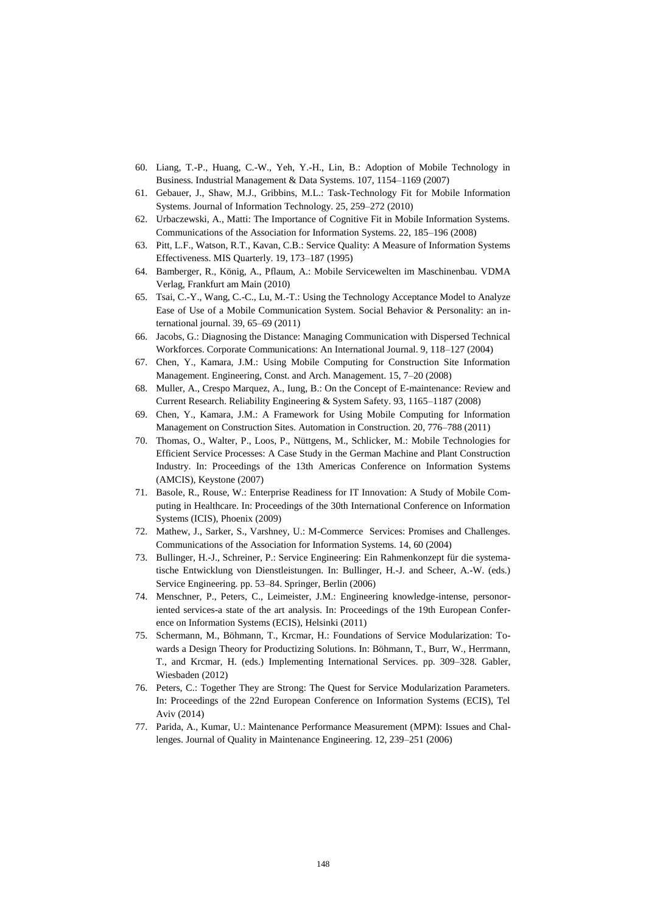60. Liang, T.-P., Huang, C.-W., Yeh, Y.-H., Lin, B.: Adoption of Mobile Technology in Business. Industrial Management & Data Systems. 107, 1154–1169 (2007)
61. Gebauer, J., Shaw, M.J., Gribbins, M.L.: Task-Technology Fit for Mobile Information Systems. Journal of Information Technology. 25, 259–272 (2010)
62. Urbaczewski, A., Matti: The Importance of Cognitive Fit in Mobile Information Systems. Communications of the Association for Information Systems. 22, 185–196 (2008)
63. Pitt, L.F., Watson, R.T., Kavan, C.B.: Service Quality: A Measure of Information Systems Effectiveness. MIS Quarterly. 19, 173–187 (1995)
64. Bamberger, R., König, A., Pflaum, A.: Mobile Servicewelten im Maschinenbau. VDMA Verlag, Frankfurt am Main (2010)
65. Tsai, C.-Y., Wang, C.-C., Lu, M.-T.: Using the Technology Acceptance Model to Analyze Ease of Use of a Mobile Communication System. Social Behavior & Personality: an international journal. 39, 65–69 (2011)
66. Jacobs, G.: Diagnosing the Distance: Managing Communication with Dispersed Technical Workforces. Corporate Communications: An International Journal. 9, 118–127 (2004)
67. Chen, Y., Kamara, J.M.: Using Mobile Computing for Construction Site Information Management. Engineering, Const. and Arch. Management. 15, 7–20 (2008)
68. Muller, A., Crespo Marquez, A., Iung, B.: On the Concept of E-maintenance: Review and Current Research. Reliability Engineering & System Safety. 93, 1165–1187 (2008)
69. Chen, Y., Kamara, J.M.: A Framework for Using Mobile Computing for Information Management on Construction Sites. Automation in Construction. 20, 776–788 (2011)
70. Thomas, O., Walter, P., Loos, P., Nüttgens, M., Schlicker, M.: Mobile Technologies for Efficient Service Processes: A Case Study in the German Machine and Plant Construction Industry. In: Proceedings of the 13th Americas Conference on Information Systems (AMCIS), Keystone (2007)
71. Basole, R., Rouse, W.: Enterprise Readiness for IT Innovation: A Study of Mobile Computing in Healthcare. In: Proceedings of the 30th International Conference on Information Systems (ICIS), Phoenix (2009)
72. Mathew, J., Sarker, S., Varshney, U.: M-Commerce Services: Promises and Challenges. Communications of the Association for Information Systems. 14, 60 (2004)
73. Bullinger, H.-J., Schreiner, P.: Service Engineering: Ein Rahmenkonzept für die systematische Entwicklung von Dienstleistungen. In: Bullinger, H.-J. and Scheer, A.-W. (eds.) Service Engineering. pp. 53–84. Springer, Berlin (2006)
74. Menschner, P., Peters, C., Leimeister, J.M.: Engineering knowledge-intense, personoriented services-a state of the art analysis. In: Proceedings of the 19th European Conference on Information Systems (ECIS), Helsinki (2011)
75. Schermann, M., Böhmann, T., Krcmar, H.: Foundations of Service Modularization: Towards a Design Theory for Productizing Solutions. In: Böhmann, T., Burr, W., Herrmann, T., and Krcmar, H. (eds.) Implementing International Services. pp. 309–328. Gabler, Wiesbaden (2012)
76. Peters, C.: Together They are Strong: The Quest for Service Modularization Parameters. In: Proceedings of the 22nd European Conference on Information Systems (ECIS), Tel Aviv (2014)
77. Parida, A., Kumar, U.: Maintenance Performance Measurement (MPM): Issues and Challenges. Journal of Quality in Maintenance Engineering. 12, 239–251 (2006)